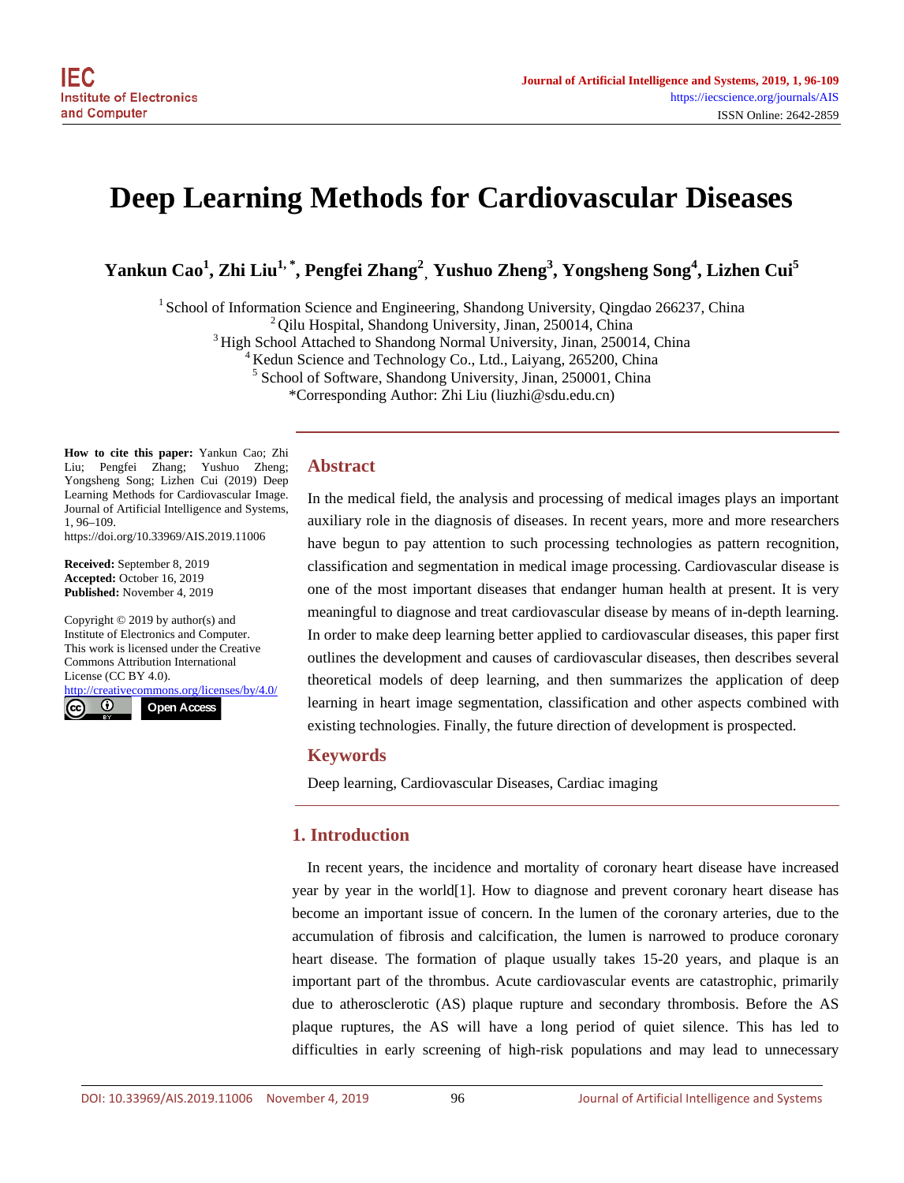# Deep Learning Methods for Cardiovascular Diseases

**Yankun Cao[1], Zhi Liu[1,*], Pengfei Zhang[2], Yushuo Zheng[3], Yongsheng Song[4], Lizhen Cui[5]**

[1] School of Information Science and Engineering, Shandong University, Qingdao 266237, China
[2] Qilu Hospital, Shandong University, Jinan, 250014, China
[3] High School Attached to Shandong Normal University, Jinan, 250014, China
[4] Kedun Science and Technology Co., Ltd., Laiyang, 265200, China
[5] School of Software, Shandong University, Jinan, 250001, China
*Corresponding Author: Zhi Liu (liuzhi@sdu.edu.cn)

**How to cite this paper:** Yankun Cao; Zhi Liu; Pengfei Zhang; Yushuo Zheng; Yongsheng Song; Lizhen Cui (2019) Deep Learning Methods for Cardiovascular Image. Journal of Artificial Intelligence and Systems, 1, 96–109. https://doi.org/10.33969/AIS.2019.11006

**Received:** September 8, 2019
**Accepted:** October 16, 2019
**Published:** November 4, 2019

Copyright © 2019 by author(s) and Institute of Electronics and Computer. This work is licensed under the Creative Commons Attribution International License (CC BY 4.0).
http://creativecommons.org/licenses/by/4.0/

Open Access

## Abstract

In the medical field, the analysis and processing of medical images plays an important auxiliary role in the diagnosis of diseases. In recent years, more and more researchers have begun to pay attention to such processing technologies as pattern recognition, classification and segmentation in medical image processing. Cardiovascular disease is one of the most important diseases that endanger human health at present. It is very meaningful to diagnose and treat cardiovascular disease by means of in-depth learning. In order to make deep learning better applied to cardiovascular diseases, this paper first outlines the development and causes of cardiovascular diseases, then describes several theoretical models of deep learning, and then summarizes the application of deep learning in heart image segmentation, classification and other aspects combined with existing technologies. Finally, the future direction of development is prospected.

## Keywords

Deep learning, Cardiovascular Diseases, Cardiac imaging

## 1. Introduction

In recent years, the incidence and mortality of coronary heart disease have increased year by year in the world[1]. How to diagnose and prevent coronary heart disease has become an important issue of concern. In the lumen of the coronary arteries, due to the accumulation of fibrosis and calcification, the lumen is narrowed to produce coronary heart disease. The formation of plaque usually takes 15-20 years, and plaque is an important part of the thrombus. Acute cardiovascular events are catastrophic, primarily due to atherosclerotic (AS) plaque rupture and secondary thrombosis. Before the AS plaque ruptures, the AS will have a long period of quiet silence. This has led to difficulties in early screening of high-risk populations and may lead to unnecessary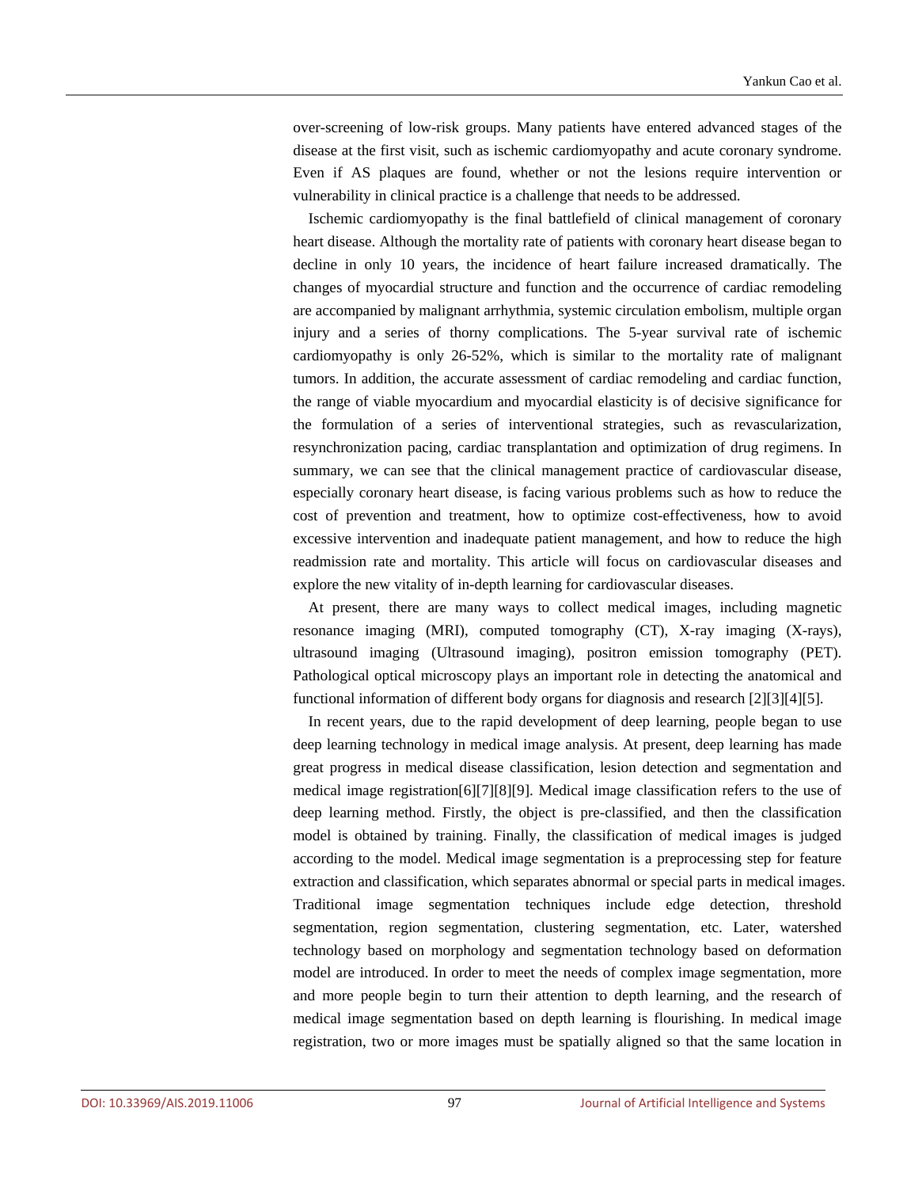over-screening of low-risk groups. Many patients have entered advanced stages of the disease at the first visit, such as ischemic cardiomyopathy and acute coronary syndrome. Even if AS plaques are found, whether or not the lesions require intervention or vulnerability in clinical practice is a challenge that needs to be addressed.

Ischemic cardiomyopathy is the final battlefield of clinical management of coronary heart disease. Although the mortality rate of patients with coronary heart disease began to decline in only 10 years, the incidence of heart failure increased dramatically. The changes of myocardial structure and function and the occurrence of cardiac remodeling are accompanied by malignant arrhythmia, systemic circulation embolism, multiple organ injury and a series of thorny complications. The 5-year survival rate of ischemic cardiomyopathy is only 26-52%, which is similar to the mortality rate of malignant tumors. In addition, the accurate assessment of cardiac remodeling and cardiac function, the range of viable myocardium and myocardial elasticity is of decisive significance for the formulation of a series of interventional strategies, such as revascularization, resynchronization pacing, cardiac transplantation and optimization of drug regimens. In summary, we can see that the clinical management practice of cardiovascular disease, especially coronary heart disease, is facing various problems such as how to reduce the cost of prevention and treatment, how to optimize cost-effectiveness, how to avoid excessive intervention and inadequate patient management, and how to reduce the high readmission rate and mortality. This article will focus on cardiovascular diseases and explore the new vitality of in-depth learning for cardiovascular diseases.

At present, there are many ways to collect medical images, including magnetic resonance imaging (MRI), computed tomography (CT), X-ray imaging (X-rays), ultrasound imaging (Ultrasound imaging), positron emission tomography (PET). Pathological optical microscopy plays an important role in detecting the anatomical and functional information of different body organs for diagnosis and research [2][3][4][5].

In recent years, due to the rapid development of deep learning, people began to use deep learning technology in medical image analysis. At present, deep learning has made great progress in medical disease classification, lesion detection and segmentation and medical image registration[6][7][8][9]. Medical image classification refers to the use of deep learning method. Firstly, the object is pre-classified, and then the classification model is obtained by training. Finally, the classification of medical images is judged according to the model. Medical image segmentation is a preprocessing step for feature extraction and classification, which separates abnormal or special parts in medical images. Traditional image segmentation techniques include edge detection, threshold segmentation, region segmentation, clustering segmentation, etc. Later, watershed technology based on morphology and segmentation technology based on deformation model are introduced. In order to meet the needs of complex image segmentation, more and more people begin to turn their attention to depth learning, and the research of medical image segmentation based on depth learning is flourishing. In medical image registration, two or more images must be spatially aligned so that the same location in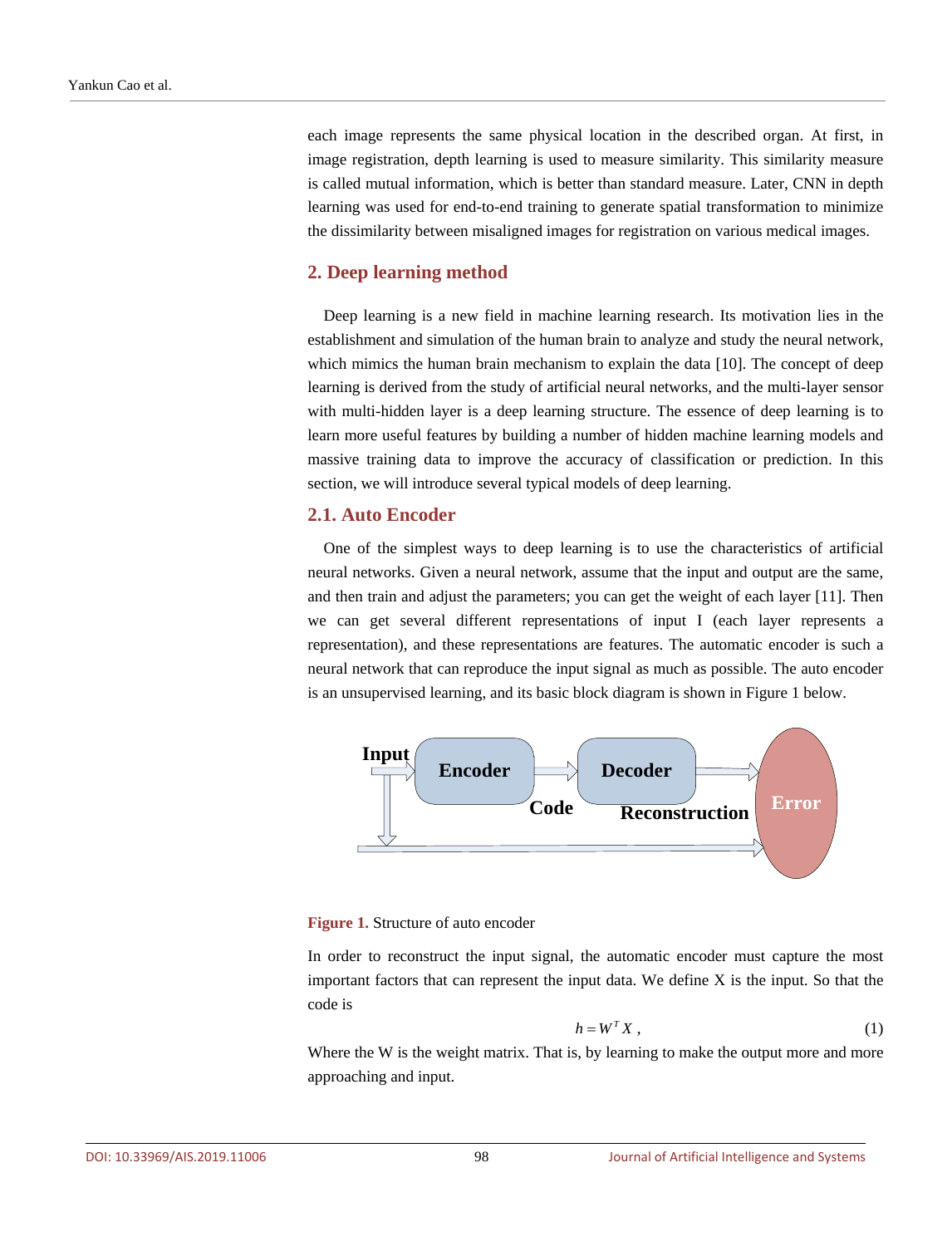each image represents the same physical location in the described organ. At first, in image registration, depth learning is used to measure similarity. This similarity measure is called mutual information, which is better than standard measure. Later, CNN in depth learning was used for end-to-end training to generate spatial transformation to minimize the dissimilarity between misaligned images for registration on various medical images.

## 2. Deep learning method

Deep learning is a new field in machine learning research. Its motivation lies in the establishment and simulation of the human brain to analyze and study the neural network, which mimics the human brain mechanism to explain the data [10]. The concept of deep learning is derived from the study of artificial neural networks, and the multi-layer sensor with multi-hidden layer is a deep learning structure. The essence of deep learning is to learn more useful features by building a number of hidden machine learning models and massive training data to improve the accuracy of classification or prediction. In this section, we will introduce several typical models of deep learning.

### 2.1. Auto Encoder

One of the simplest ways to deep learning is to use the characteristics of artificial neural networks. Given a neural network, assume that the input and output are the same, and then train and adjust the parameters; you can get the weight of each layer [11]. Then we can get several different representations of input I (each layer represents a representation), and these representations are features. The automatic encoder is such a neural network that can reproduce the input signal as much as possible. The auto encoder is an unsupervised learning, and its basic block diagram is shown in Figure 1 below.

**Figure 1.** Structure of auto encoder

In order to reconstruct the input signal, the automatic encoder must capture the most important factors that can represent the input data. We define X is the input. So that the code is

$$h = W^T X , \tag{1}$$

Where the W is the weight matrix. That is, by learning to make the output more and more approaching and input.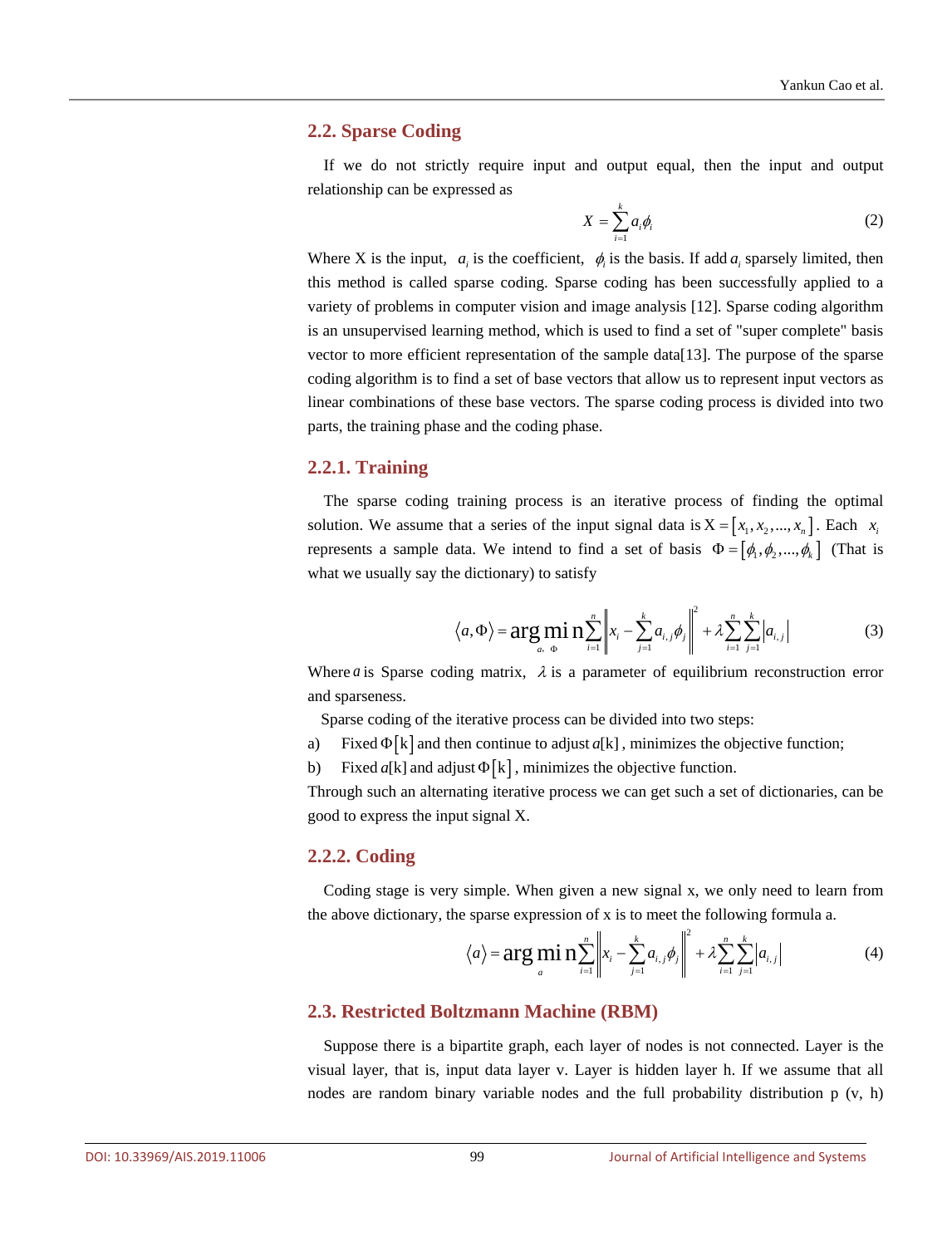## 2.2. Sparse Coding

If we do not strictly require input and output equal, then the input and output relationship can be expressed as

$$X = \sum_{i=1}^{k} a_i \phi_i \tag{2}$$

Where X is the input, $a_i$ is the coefficient, $\phi_i$ is the basis. If add $a_i$ sparsely limited, then this method is called sparse coding. Sparse coding has been successfully applied to a variety of problems in computer vision and image analysis [12]. Sparse coding algorithm is an unsupervised learning method, which is used to find a set of "super complete" basis vector to more efficient representation of the sample data[13]. The purpose of the sparse coding algorithm is to find a set of base vectors that allow us to represent input vectors as linear combinations of these base vectors. The sparse coding process is divided into two parts, the training phase and the coding phase.

### 2.2.1. Training

The sparse coding training process is an iterative process of finding the optimal solution. We assume that a series of the input signal data is $\mathrm{X} = [x_1, x_2, ..., x_n]$. Each $x_i$ represents a sample data. We intend to find a set of basis $\Phi = [\phi_1, \phi_2, ..., \phi_k]$ (That is what we usually say the dictionary) to satisfy

$$\langle a, \Phi \rangle = \arg\min_{a,\ \Phi} \sum_{i=1}^{n} \left\| x_i - \sum_{j=1}^{k} a_{i,j} \phi_j \right\|^2 + \lambda \sum_{i=1}^{n} \sum_{j=1}^{k} |a_{i,j}| \tag{3}$$

Where $a$ is Sparse coding matrix, $\lambda$ is a parameter of equilibrium reconstruction error and sparseness.

Sparse coding of the iterative process can be divided into two steps:

a) Fixed $\Phi[\mathrm{k}]$ and then continue to adjust $a[\mathrm{k}]$, minimizes the objective function;

b) Fixed $a[\mathrm{k}]$ and adjust $\Phi[\mathrm{k}]$, minimizes the objective function.

Through such an alternating iterative process we can get such a set of dictionaries, can be good to express the input signal X.

### 2.2.2. Coding

Coding stage is very simple. When given a new signal x, we only need to learn from the above dictionary, the sparse expression of x is to meet the following formula a.

$$\langle a \rangle = \arg\min_{a} \sum_{i=1}^{n} \left\| x_i - \sum_{j=1}^{k} a_{i,j} \phi_j \right\|^2 + \lambda \sum_{i=1}^{n} \sum_{j=1}^{k} |a_{i,j}| \tag{4}$$

## 2.3. Restricted Boltzmann Machine (RBM)

Suppose there is a bipartite graph, each layer of nodes is not connected. Layer is the visual layer, that is, input data layer v. Layer is hidden layer h. If we assume that all nodes are random binary variable nodes and the full probability distribution p (v, h)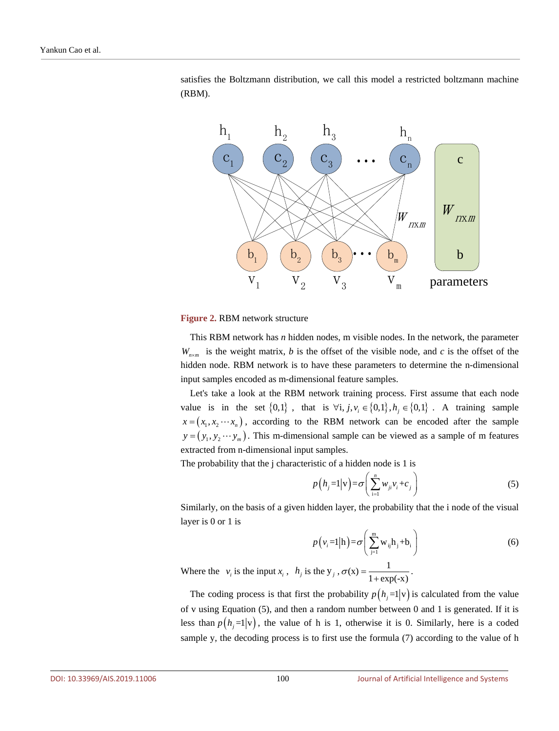satisfies the Boltzmann distribution, we call this model a restricted boltzmann machine (RBM).

**Figure 2.** RBM network structure

This RBM network has *n* hidden nodes, m visible nodes. In the network, the parameter $W_{n\times m}$ is the weight matrix, *b* is the offset of the visible node, and *c* is the offset of the hidden node. RBM network is to have these parameters to determine the n-dimensional input samples encoded as m-dimensional feature samples.

Let's take a look at the RBM network training process. First assume that each node value is in the set $\{0,1\}$, that is $\forall i, j, v_i \in \{0,1\}, h_j \in \{0,1\}$. A training sample $x = (x_1, x_2 \cdots x_n)$, according to the RBM network can be encoded after the sample $y = (y_1, y_2 \cdots y_m)$. This m-dimensional sample can be viewed as a sample of m features extracted from n-dimensional input samples.

The probability that the j characteristic of a hidden node is 1 is

$$p\left(h_j = 1 \middle| \mathrm{v}\right) = \sigma\left(\sum_{i=1}^{n} w_{ji} v_i + c_j\right) \tag{5}$$

Similarly, on the basis of a given hidden layer, the probability that the i node of the visual layer is 0 or 1 is

$$p\left(v_i = 1 \middle| \mathrm{h}\right) = \sigma\left(\sum_{j=1}^{m} \mathrm{w}_{ij} \mathrm{h}_j + \mathrm{b}_i\right) \tag{6}$$

Where the $v_i$ is the input $x_i$, $h_j$ is the $y_j$, $\sigma(x) = \dfrac{1}{1+\exp(-x)}$.

The coding process is that first the probability $p\left(h_j = 1 \middle| \mathrm{v}\right)$ is calculated from the value of v using Equation (5), and then a random number between 0 and 1 is generated. If it is less than $p\left(h_j = 1 \middle| \mathrm{v}\right)$, the value of h is 1, otherwise it is 0. Similarly, here is a coded sample y, the decoding process is to first use the formula (7) according to the value of h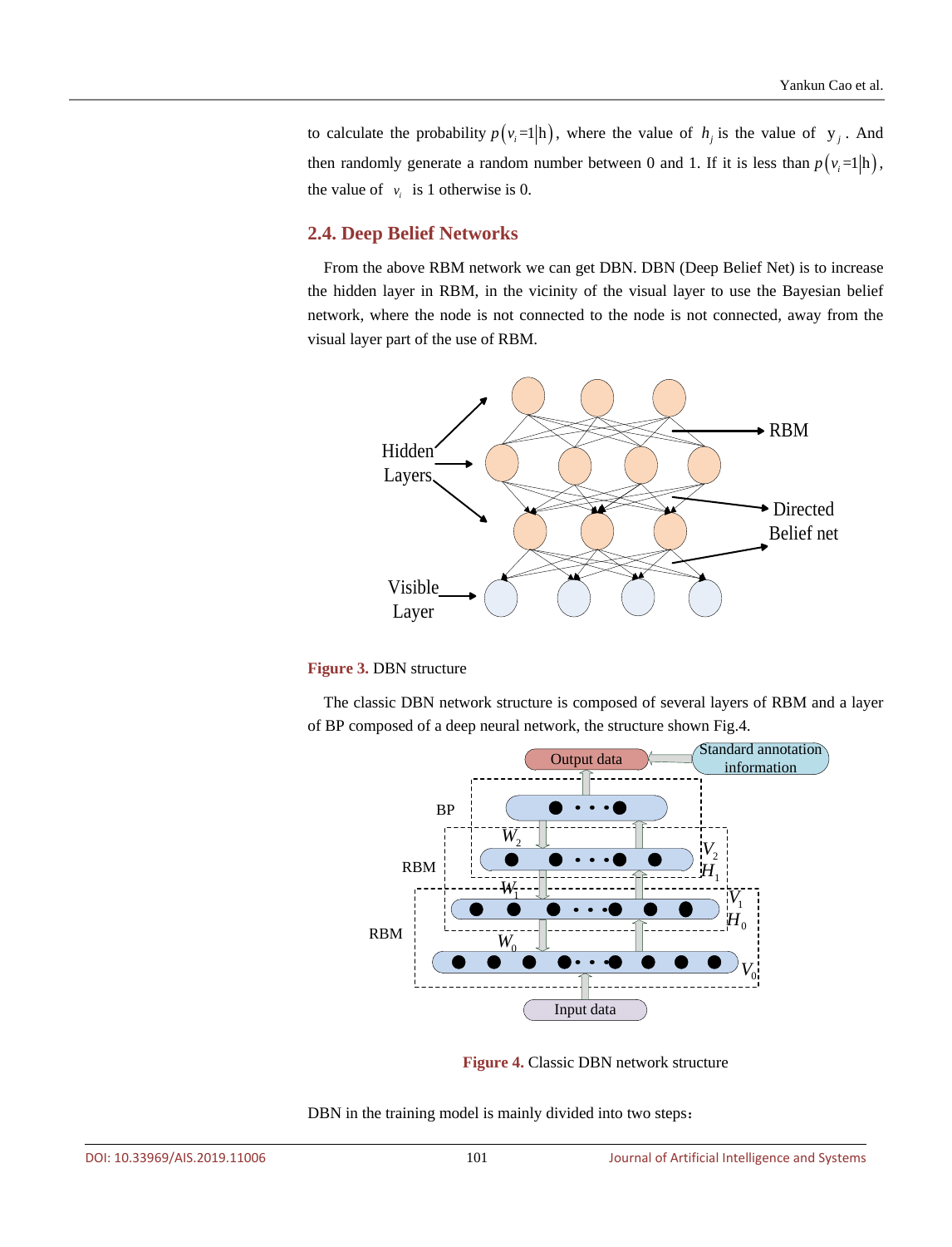to calculate the probability $p(v_i = 1|h)$, where the value of $h_j$ is the value of $y_j$. And then randomly generate a random number between 0 and 1. If it is less than $p(v_i = 1|h)$, the value of $v_i$ is 1 otherwise is 0.

## 2.4. Deep Belief Networks

From the above RBM network we can get DBN. DBN (Deep Belief Net) is to increase the hidden layer in RBM, in the vicinity of the visual layer to use the Bayesian belief network, where the node is not connected to the node is not connected, away from the visual layer part of the use of RBM.

**Figure 3.** DBN structure

The classic DBN network structure is composed of several layers of RBM and a layer of BP composed of a deep neural network, the structure shown Fig.4.

**Figure 4.** Classic DBN network structure

DBN in the training model is mainly divided into two steps：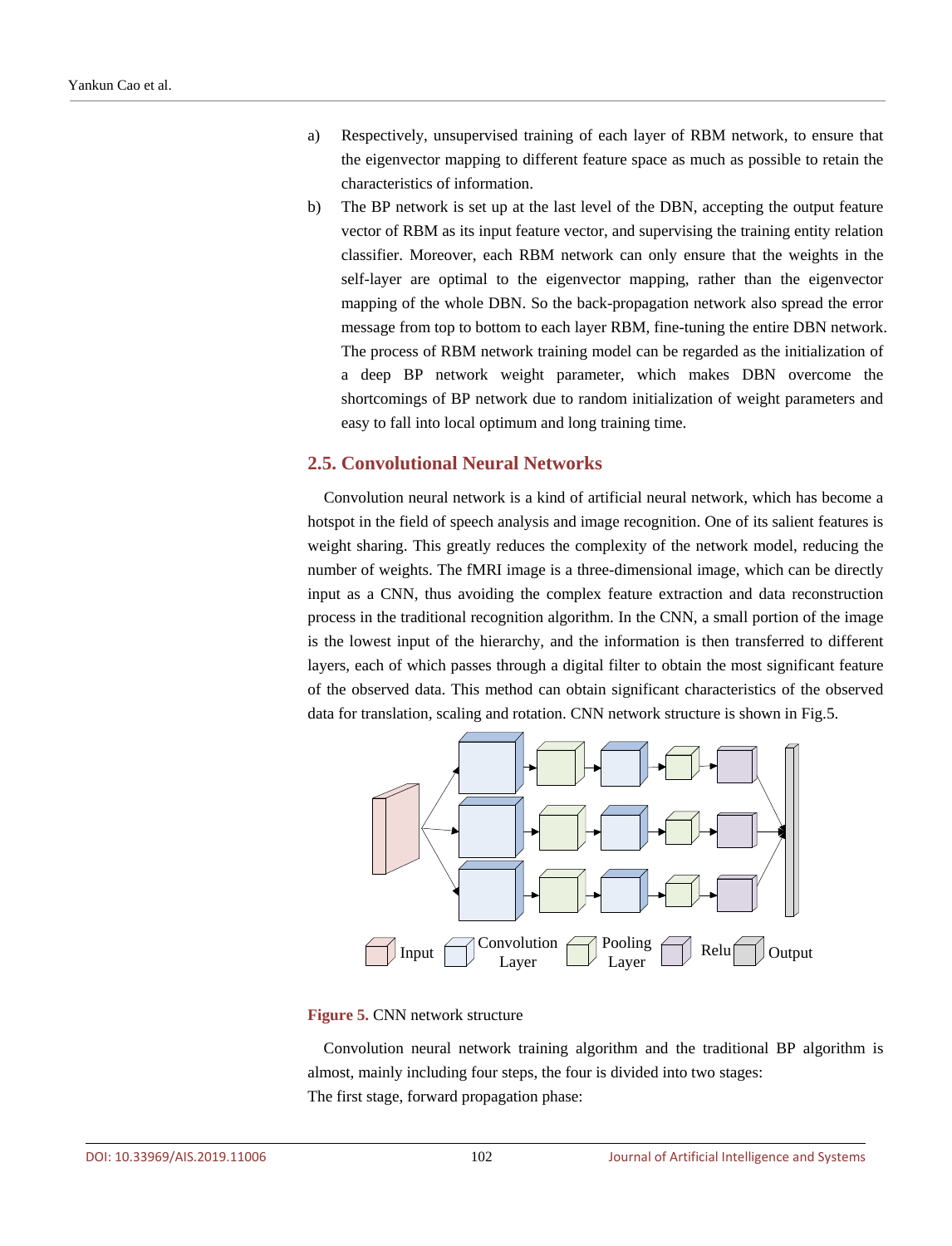a) Respectively, unsupervised training of each layer of RBM network, to ensure that the eigenvector mapping to different feature space as much as possible to retain the characteristics of information.

b) The BP network is set up at the last level of the DBN, accepting the output feature vector of RBM as its input feature vector, and supervising the training entity relation classifier. Moreover, each RBM network can only ensure that the weights in the self-layer are optimal to the eigenvector mapping, rather than the eigenvector mapping of the whole DBN. So the back-propagation network also spread the error message from top to bottom to each layer RBM, fine-tuning the entire DBN network. The process of RBM network training model can be regarded as the initialization of a deep BP network weight parameter, which makes DBN overcome the shortcomings of BP network due to random initialization of weight parameters and easy to fall into local optimum and long training time.

## 2.5. Convolutional Neural Networks

Convolution neural network is a kind of artificial neural network, which has become a hotspot in the field of speech analysis and image recognition. One of its salient features is weight sharing. This greatly reduces the complexity of the network model, reducing the number of weights. The fMRI image is a three-dimensional image, which can be directly input as a CNN, thus avoiding the complex feature extraction and data reconstruction process in the traditional recognition algorithm. In the CNN, a small portion of the image is the lowest input of the hierarchy, and the information is then transferred to different layers, each of which passes through a digital filter to obtain the most significant feature of the observed data. This method can obtain significant characteristics of the observed data for translation, scaling and rotation. CNN network structure is shown in Fig.5.

**Figure 5.** CNN network structure

Convolution neural network training algorithm and the traditional BP algorithm is almost, mainly including four steps, the four is divided into two stages:

The first stage, forward propagation phase: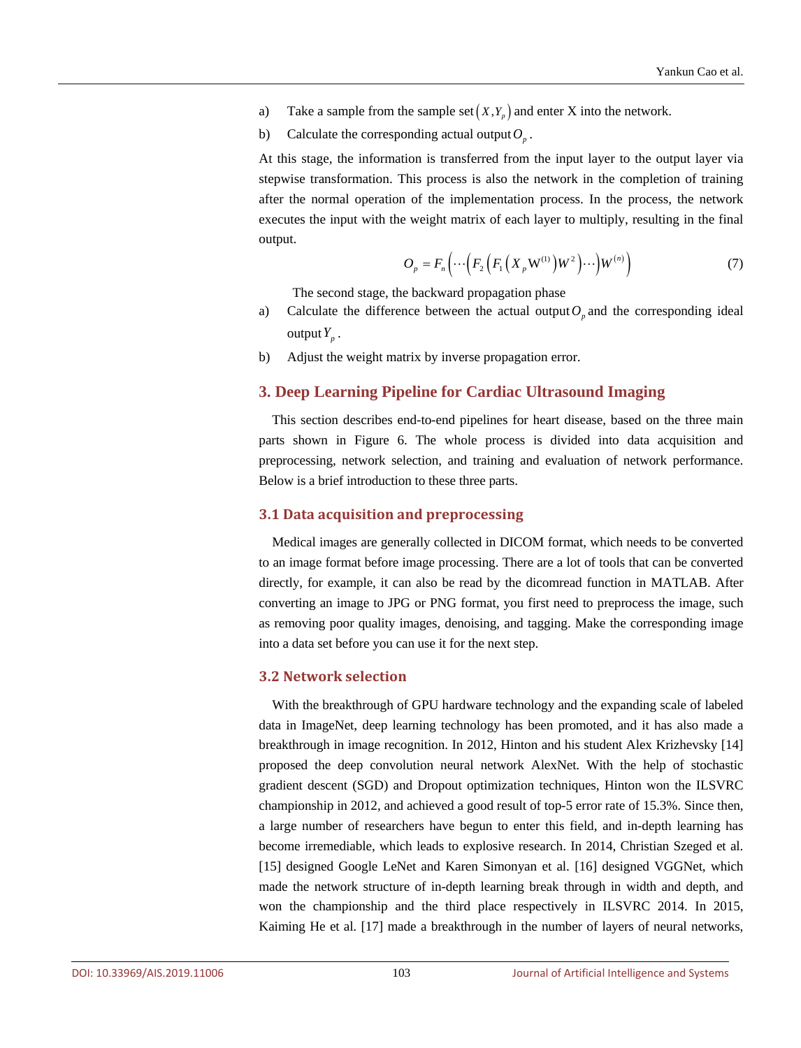a) Take a sample from the sample set $(X, Y_p)$ and enter X into the network.

b) Calculate the corresponding actual output $O_p$.

At this stage, the information is transferred from the input layer to the output layer via stepwise transformation. This process is also the network in the completion of training after the normal operation of the implementation process. In the process, the network executes the input with the weight matrix of each layer to multiply, resulting in the final output.

$$O_p = F_n\left(\cdots\left(F_2\left(F_1\left(X_p \mathrm{W}^{(1)}\right)W^2\right)\cdots\right)W^{(n)}\right) \tag{7}$$

The second stage, the backward propagation phase

a) Calculate the difference between the actual output $O_p$ and the corresponding ideal output $Y_p$.

b) Adjust the weight matrix by inverse propagation error.

## 3. Deep Learning Pipeline for Cardiac Ultrasound Imaging

This section describes end-to-end pipelines for heart disease, based on the three main parts shown in Figure 6. The whole process is divided into data acquisition and preprocessing, network selection, and training and evaluation of network performance. Below is a brief introduction to these three parts.

### 3.1 Data acquisition and preprocessing

Medical images are generally collected in DICOM format, which needs to be converted to an image format before image processing. There are a lot of tools that can be converted directly, for example, it can also be read by the dicomread function in MATLAB. After converting an image to JPG or PNG format, you first need to preprocess the image, such as removing poor quality images, denoising, and tagging. Make the corresponding image into a data set before you can use it for the next step.

### 3.2 Network selection

With the breakthrough of GPU hardware technology and the expanding scale of labeled data in ImageNet, deep learning technology has been promoted, and it has also made a breakthrough in image recognition. In 2012, Hinton and his student Alex Krizhevsky [14] proposed the deep convolution neural network AlexNet. With the help of stochastic gradient descent (SGD) and Dropout optimization techniques, Hinton won the ILSVRC championship in 2012, and achieved a good result of top-5 error rate of 15.3%. Since then, a large number of researchers have begun to enter this field, and in-depth learning has become irremediable, which leads to explosive research. In 2014, Christian Szeged et al. [15] designed Google LeNet and Karen Simonyan et al. [16] designed VGGNet, which made the network structure of in-depth learning break through in width and depth, and won the championship and the third place respectively in ILSVRC 2014. In 2015, Kaiming He et al. [17] made a breakthrough in the number of layers of neural networks,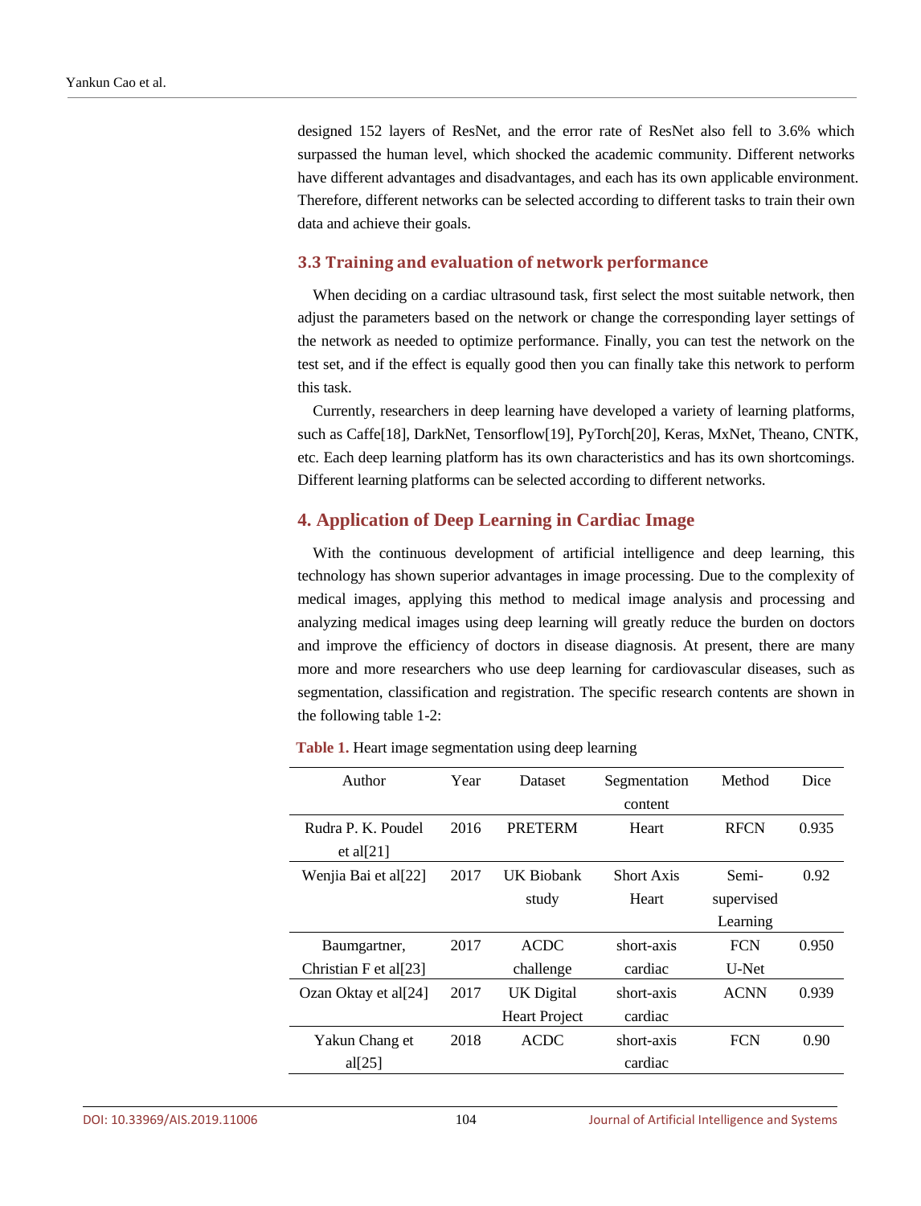designed 152 layers of ResNet, and the error rate of ResNet also fell to 3.6% which surpassed the human level, which shocked the academic community. Different networks have different advantages and disadvantages, and each has its own applicable environment. Therefore, different networks can be selected according to different tasks to train their own data and achieve their goals.

### 3.3 Training and evaluation of network performance

When deciding on a cardiac ultrasound task, first select the most suitable network, then adjust the parameters based on the network or change the corresponding layer settings of the network as needed to optimize performance. Finally, you can test the network on the test set, and if the effect is equally good then you can finally take this network to perform this task.

Currently, researchers in deep learning have developed a variety of learning platforms, such as Caffe[18], DarkNet, Tensorflow[19], PyTorch[20], Keras, MxNet, Theano, CNTK, etc. Each deep learning platform has its own characteristics and has its own shortcomings. Different learning platforms can be selected according to different networks.

## 4. Application of Deep Learning in Cardiac Image

With the continuous development of artificial intelligence and deep learning, this technology has shown superior advantages in image processing. Due to the complexity of medical images, applying this method to medical image analysis and processing and analyzing medical images using deep learning will greatly reduce the burden on doctors and improve the efficiency of doctors in disease diagnosis. At present, there are many more and more researchers who use deep learning for cardiovascular diseases, such as segmentation, classification and registration. The specific research contents are shown in the following table 1-2:

**Table 1.** Heart image segmentation using deep learning

| Author | Year | Dataset | Segmentation content | Method | Dice |
|---|---|---|---|---|---|
| Rudra P. K. Poudel et al[21] | 2016 | PRETERM | Heart | RFCN | 0.935 |
| Wenjia Bai et al[22] | 2017 | UK Biobank study | Short Axis Heart | Semi-supervised Learning | 0.92 |
| Baumgartner, Christian F et al[23] | 2017 | ACDC challenge | short-axis cardiac | FCN U-Net | 0.950 |
| Ozan Oktay et al[24] | 2017 | UK Digital Heart Project | short-axis cardiac | ACNN | 0.939 |
| Yakun Chang et al[25] | 2018 | ACDC | short-axis cardiac | FCN | 0.90 |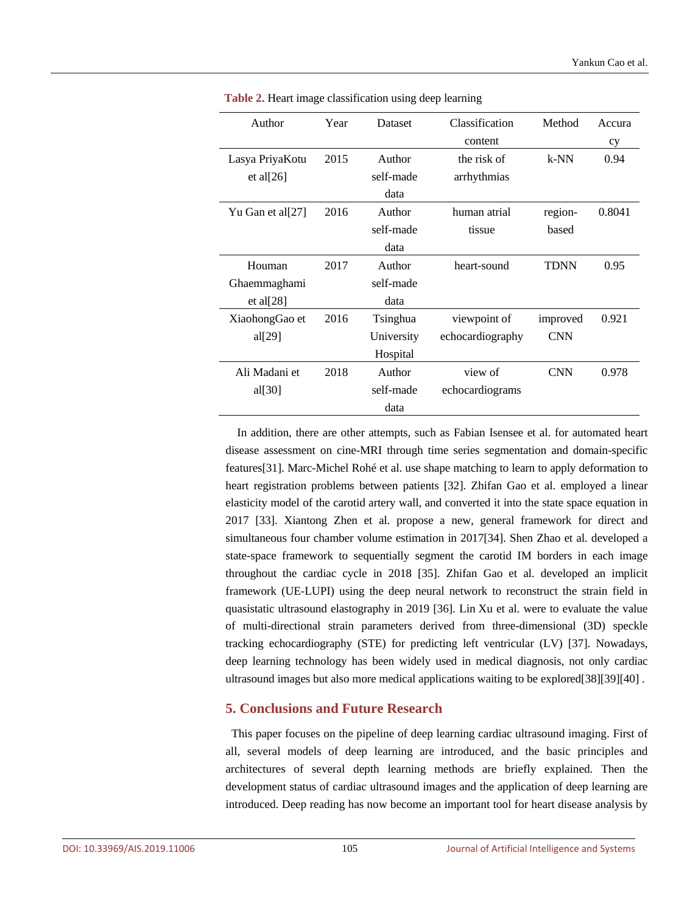**Table 2.** Heart image classification using deep learning

| Author | Year | Dataset | Classification content | Method | Accuracy |
|---|---|---|---|---|---|
| Lasya PriyaKotu et al[26] | 2015 | Author self-made data | the risk of arrhythmias | k-NN | 0.94 |
| Yu Gan et al[27] | 2016 | Author self-made data | human atrial tissue | region-based | 0.8041 |
| Houman Ghaemmaghami et al[28] | 2017 | Author self-made data | heart-sound | TDNN | 0.95 |
| XiaohongGao et al[29] | 2016 | Tsinghua University Hospital | viewpoint of echocardiography | improved CNN | 0.921 |
| Ali Madani et al[30] | 2018 | Author self-made data | view of echocardiograms | CNN | 0.978 |

In addition, there are other attempts, such as Fabian Isensee et al. for automated heart disease assessment on cine-MRI through time series segmentation and domain-specific features[31]. Marc-Michel Rohé et al. use shape matching to learn to apply deformation to heart registration problems between patients [32]. Zhifan Gao et al. employed a linear elasticity model of the carotid artery wall, and converted it into the state space equation in 2017 [33]. Xiantong Zhen et al. propose a new, general framework for direct and simultaneous four chamber volume estimation in 2017[34]. Shen Zhao et al. developed a state-space framework to sequentially segment the carotid IM borders in each image throughout the cardiac cycle in 2018 [35]. Zhifan Gao et al. developed an implicit framework (UE-LUPI) using the deep neural network to reconstruct the strain field in quasistatic ultrasound elastography in 2019 [36]. Lin Xu et al. were to evaluate the value of multi-directional strain parameters derived from three-dimensional (3D) speckle tracking echocardiography (STE) for predicting left ventricular (LV) [37]. Nowadays, deep learning technology has been widely used in medical diagnosis, not only cardiac ultrasound images but also more medical applications waiting to be explored[38][39][40] .

## 5. Conclusions and Future Research

This paper focuses on the pipeline of deep learning cardiac ultrasound imaging. First of all, several models of deep learning are introduced, and the basic principles and architectures of several depth learning methods are briefly explained. Then the development status of cardiac ultrasound images and the application of deep learning are introduced. Deep reading has now become an important tool for heart disease analysis by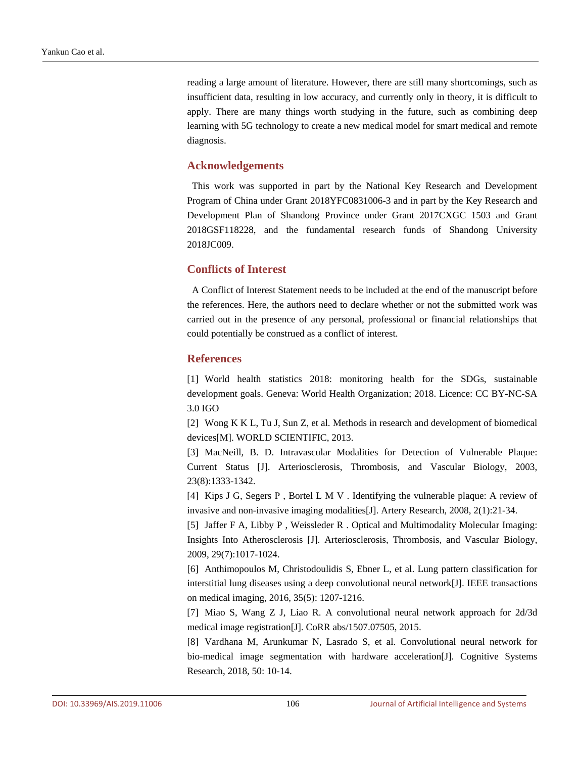reading a large amount of literature. However, there are still many shortcomings, such as insufficient data, resulting in low accuracy, and currently only in theory, it is difficult to apply. There are many things worth studying in the future, such as combining deep learning with 5G technology to create a new medical model for smart medical and remote diagnosis.

## Acknowledgements

This work was supported in part by the National Key Research and Development Program of China under Grant 2018YFC0831006-3 and in part by the Key Research and Development Plan of Shandong Province under Grant 2017CXGC 1503 and Grant 2018GSF118228, and the fundamental research funds of Shandong University 2018JC009.

## Conflicts of Interest

A Conflict of Interest Statement needs to be included at the end of the manuscript before the references. Here, the authors need to declare whether or not the submitted work was carried out in the presence of any personal, professional or financial relationships that could potentially be construed as a conflict of interest.

## References

[1] World health statistics 2018: monitoring health for the SDGs, sustainable development goals. Geneva: World Health Organization; 2018. Licence: CC BY-NC-SA 3.0 IGO

[2] Wong K K L, Tu J, Sun Z, et al. Methods in research and development of biomedical devices[M]. WORLD SCIENTIFIC, 2013.

[3] MacNeill, B. D. Intravascular Modalities for Detection of Vulnerable Plaque: Current Status [J]. Arteriosclerosis, Thrombosis, and Vascular Biology, 2003, 23(8):1333-1342.

[4] Kips J G, Segers P , Bortel L M V . Identifying the vulnerable plaque: A review of invasive and non-invasive imaging modalities[J]. Artery Research, 2008, 2(1):21-34.

[5] Jaffer F A, Libby P , Weissleder R . Optical and Multimodality Molecular Imaging: Insights Into Atherosclerosis [J]. Arteriosclerosis, Thrombosis, and Vascular Biology, 2009, 29(7):1017-1024.

[6] Anthimopoulos M, Christodoulidis S, Ebner L, et al. Lung pattern classification for interstitial lung diseases using a deep convolutional neural network[J]. IEEE transactions on medical imaging, 2016, 35(5): 1207-1216.

[7] Miao S, Wang Z J, Liao R. A convolutional neural network approach for 2d/3d medical image registration[J]. CoRR abs/1507.07505, 2015.

[8] Vardhana M, Arunkumar N, Lasrado S, et al. Convolutional neural network for bio-medical image segmentation with hardware acceleration[J]. Cognitive Systems Research, 2018, 50: 10-14.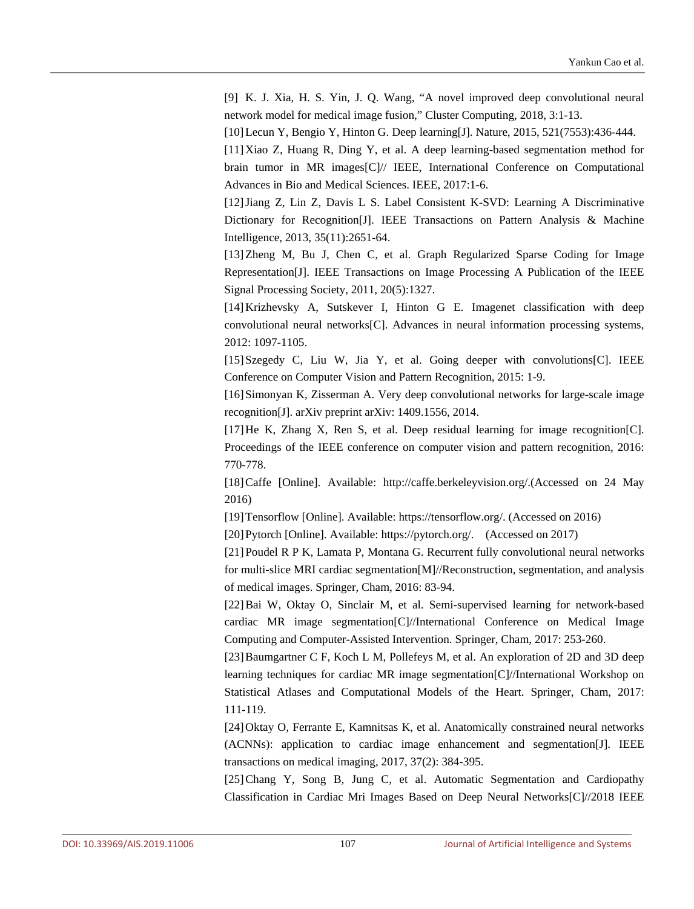[9] K. J. Xia, H. S. Yin, J. Q. Wang, "A novel improved deep convolutional neural network model for medical image fusion," Cluster Computing, 2018, 3:1-13.

[10] Lecun Y, Bengio Y, Hinton G. Deep learning[J]. Nature, 2015, 521(7553):436-444.

[11] Xiao Z, Huang R, Ding Y, et al. A deep learning-based segmentation method for brain tumor in MR images[C]// IEEE, International Conference on Computational Advances in Bio and Medical Sciences. IEEE, 2017:1-6.

[12] Jiang Z, Lin Z, Davis L S. Label Consistent K-SVD: Learning A Discriminative Dictionary for Recognition[J]. IEEE Transactions on Pattern Analysis & Machine Intelligence, 2013, 35(11):2651-64.

[13] Zheng M, Bu J, Chen C, et al. Graph Regularized Sparse Coding for Image Representation[J]. IEEE Transactions on Image Processing A Publication of the IEEE Signal Processing Society, 2011, 20(5):1327.

[14] Krizhevsky A, Sutskever I, Hinton G E. Imagenet classification with deep convolutional neural networks[C]. Advances in neural information processing systems, 2012: 1097-1105.

[15] Szegedy C, Liu W, Jia Y, et al. Going deeper with convolutions[C]. IEEE Conference on Computer Vision and Pattern Recognition, 2015: 1-9.

[16] Simonyan K, Zisserman A. Very deep convolutional networks for large-scale image recognition[J]. arXiv preprint arXiv: 1409.1556, 2014.

[17] He K, Zhang X, Ren S, et al. Deep residual learning for image recognition[C]. Proceedings of the IEEE conference on computer vision and pattern recognition, 2016: 770-778.

[18] Caffe [Online]. Available: http://caffe.berkeleyvision.org/.(Accessed on 24 May 2016)

[19] Tensorflow [Online]. Available: https://tensorflow.org/. (Accessed on 2016)

[20] Pytorch [Online]. Available: https://pytorch.org/. (Accessed on 2017)

[21] Poudel R P K, Lamata P, Montana G. Recurrent fully convolutional neural networks for multi-slice MRI cardiac segmentation[M]//Reconstruction, segmentation, and analysis of medical images. Springer, Cham, 2016: 83-94.

[22] Bai W, Oktay O, Sinclair M, et al. Semi-supervised learning for network-based cardiac MR image segmentation[C]//International Conference on Medical Image Computing and Computer-Assisted Intervention. Springer, Cham, 2017: 253-260.

[23] Baumgartner C F, Koch L M, Pollefeys M, et al. An exploration of 2D and 3D deep learning techniques for cardiac MR image segmentation[C]//International Workshop on Statistical Atlases and Computational Models of the Heart. Springer, Cham, 2017: 111-119.

[24] Oktay O, Ferrante E, Kamnitsas K, et al. Anatomically constrained neural networks (ACNNs): application to cardiac image enhancement and segmentation[J]. IEEE transactions on medical imaging, 2017, 37(2): 384-395.

[25] Chang Y, Song B, Jung C, et al. Automatic Segmentation and Cardiopathy Classification in Cardiac Mri Images Based on Deep Neural Networks[C]//2018 IEEE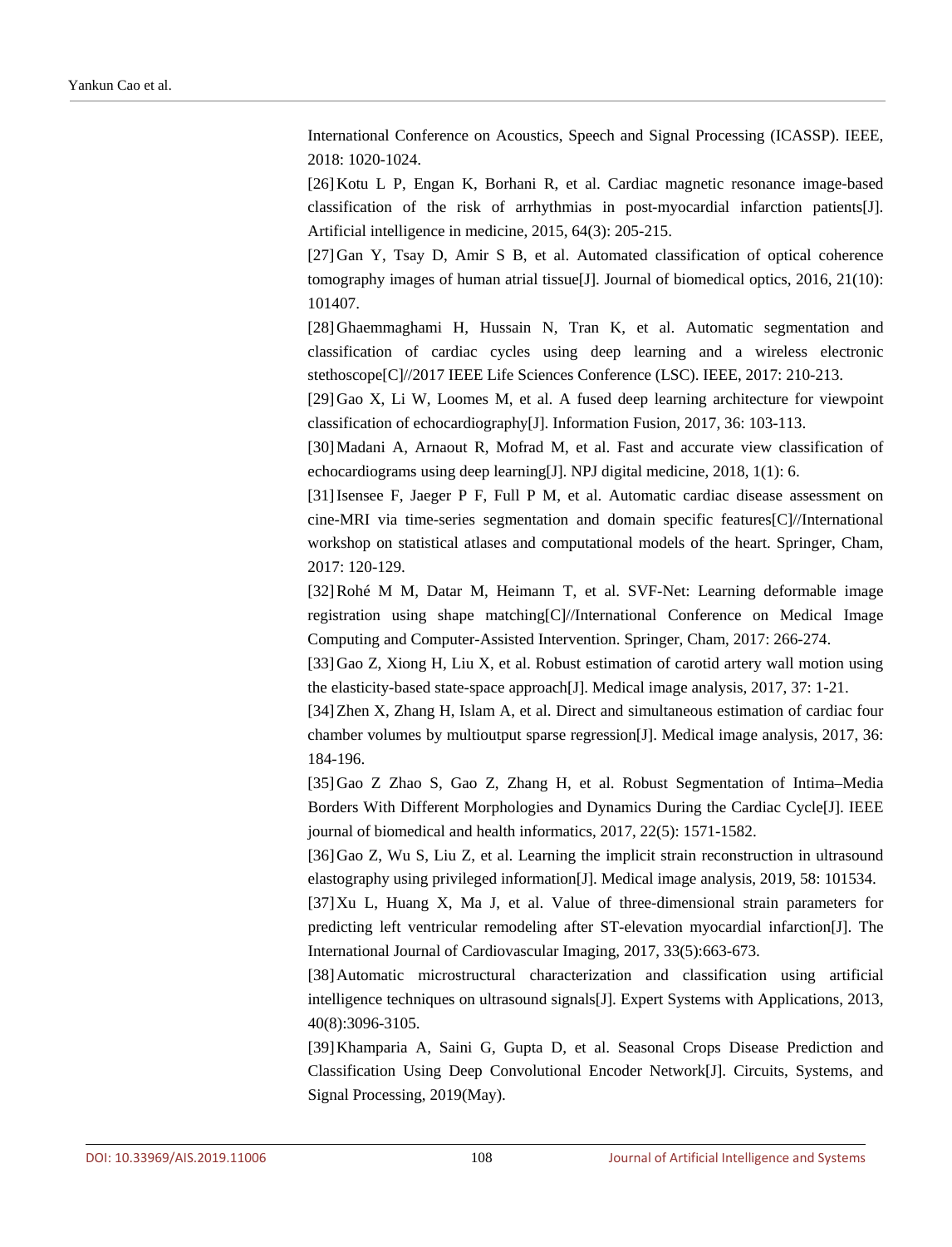International Conference on Acoustics, Speech and Signal Processing (ICASSP). IEEE, 2018: 1020-1024.

[26] Kotu L P, Engan K, Borhani R, et al. Cardiac magnetic resonance image-based classification of the risk of arrhythmias in post-myocardial infarction patients[J]. Artificial intelligence in medicine, 2015, 64(3): 205-215.

[27] Gan Y, Tsay D, Amir S B, et al. Automated classification of optical coherence tomography images of human atrial tissue[J]. Journal of biomedical optics, 2016, 21(10): 101407.

[28] Ghaemmaghami H, Hussain N, Tran K, et al. Automatic segmentation and classification of cardiac cycles using deep learning and a wireless electronic stethoscope[C]//2017 IEEE Life Sciences Conference (LSC). IEEE, 2017: 210-213.

[29] Gao X, Li W, Loomes M, et al. A fused deep learning architecture for viewpoint classification of echocardiography[J]. Information Fusion, 2017, 36: 103-113.

[30] Madani A, Arnaout R, Mofrad M, et al. Fast and accurate view classification of echocardiograms using deep learning[J]. NPJ digital medicine, 2018, 1(1): 6.

[31] Isensee F, Jaeger P F, Full P M, et al. Automatic cardiac disease assessment on cine-MRI via time-series segmentation and domain specific features[C]//International workshop on statistical atlases and computational models of the heart. Springer, Cham, 2017: 120-129.

[32] Rohé M M, Datar M, Heimann T, et al. SVF-Net: Learning deformable image registration using shape matching[C]//International Conference on Medical Image Computing and Computer-Assisted Intervention. Springer, Cham, 2017: 266-274.

[33] Gao Z, Xiong H, Liu X, et al. Robust estimation of carotid artery wall motion using the elasticity-based state-space approach[J]. Medical image analysis, 2017, 37: 1-21.

[34] Zhen X, Zhang H, Islam A, et al. Direct and simultaneous estimation of cardiac four chamber volumes by multioutput sparse regression[J]. Medical image analysis, 2017, 36: 184-196.

[35] Gao Z Zhao S, Gao Z, Zhang H, et al. Robust Segmentation of Intima–Media Borders With Different Morphologies and Dynamics During the Cardiac Cycle[J]. IEEE journal of biomedical and health informatics, 2017, 22(5): 1571-1582.

[36] Gao Z, Wu S, Liu Z, et al. Learning the implicit strain reconstruction in ultrasound elastography using privileged information[J]. Medical image analysis, 2019, 58: 101534.

[37] Xu L, Huang X, Ma J, et al. Value of three-dimensional strain parameters for predicting left ventricular remodeling after ST-elevation myocardial infarction[J]. The International Journal of Cardiovascular Imaging, 2017, 33(5):663-673.

[38] Automatic microstructural characterization and classification using artificial intelligence techniques on ultrasound signals[J]. Expert Systems with Applications, 2013, 40(8):3096-3105.

[39] Khamparia A, Saini G, Gupta D, et al. Seasonal Crops Disease Prediction and Classification Using Deep Convolutional Encoder Network[J]. Circuits, Systems, and Signal Processing, 2019(May).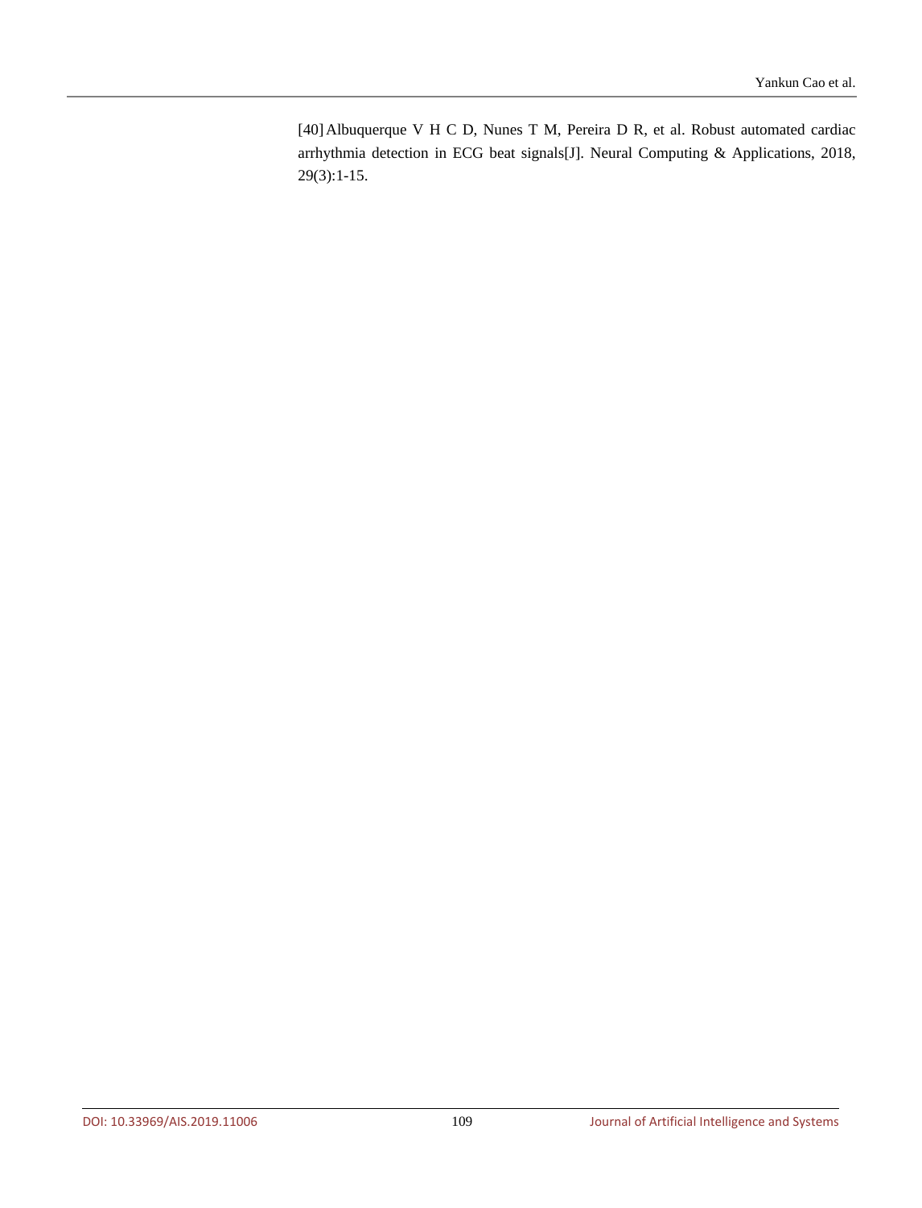[40] Albuquerque V H C D, Nunes T M, Pereira D R, et al. Robust automated cardiac arrhythmia detection in ECG beat signals[J]. Neural Computing & Applications, 2018, 29(3):1-15.